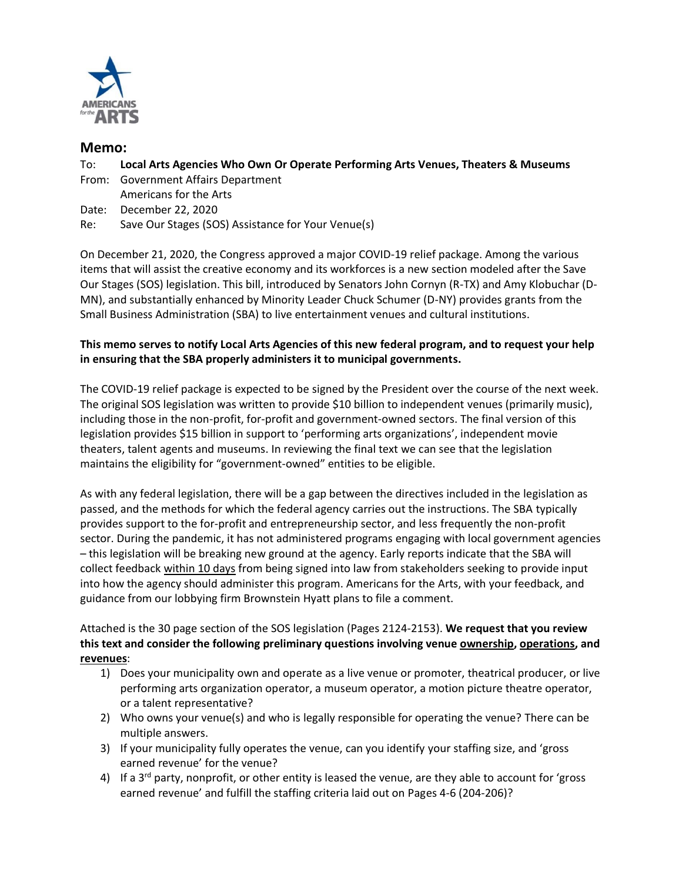## Memo:

To: **Local Arts Agencies Who Own Or Operate Performing Arts Venues, Theaters & Museums**
From: Government Affairs Department
Americans for the Arts
Date: December 22, 2020
Re: Save Our Stages (SOS) Assistance for Your Venue(s)

On December 21, 2020, the Congress approved a major COVID-19 relief package. Among the various items that will assist the creative economy and its workforces is a new section modeled after the Save Our Stages (SOS) legislation. This bill, introduced by Senators John Cornyn (R-TX) and Amy Klobuchar (D-MN), and substantially enhanced by Minority Leader Chuck Schumer (D-NY) provides grants from the Small Business Administration (SBA) to live entertainment venues and cultural institutions.

**This memo serves to notify Local Arts Agencies of this new federal program, and to request your help in ensuring that the SBA properly administers it to municipal governments.**

The COVID-19 relief package is expected to be signed by the President over the course of the next week. The original SOS legislation was written to provide $10 billion to independent venues (primarily music), including those in the non-profit, for-profit and government-owned sectors. The final version of this legislation provides $15 billion in support to 'performing arts organizations', independent movie theaters, talent agents and museums. In reviewing the final text we can see that the legislation maintains the eligibility for "government-owned" entities to be eligible.

As with any federal legislation, there will be a gap between the directives included in the legislation as passed, and the methods for which the federal agency carries out the instructions. The SBA typically provides support to the for-profit and entrepreneurship sector, and less frequently the non-profit sector. During the pandemic, it has not administered programs engaging with local government agencies – this legislation will be breaking new ground at the agency. Early reports indicate that the SBA will collect feedback <u>within 10 days</u> from being signed into law from stakeholders seeking to provide input into how the agency should administer this program. Americans for the Arts, with your feedback, and guidance from our lobbying firm Brownstein Hyatt plans to file a comment.

Attached is the 30 page section of the SOS legislation (Pages 2124-2153). **We request that you review this text and consider the following preliminary questions involving venue <u>ownership</u>, <u>operations</u>, and <u>revenues</u>:**

1) Does your municipality own and operate as a live venue or promoter, theatrical producer, or live performing arts organization operator, a museum operator, a motion picture theatre operator, or a talent representative?
2) Who owns your venue(s) and who is legally responsible for operating the venue? There can be multiple answers.
3) If your municipality fully operates the venue, can you identify your staffing size, and 'gross earned revenue' for the venue?
4) If a 3rd party, nonprofit, or other entity is leased the venue, are they able to account for 'gross earned revenue' and fulfill the staffing criteria laid out on Pages 4-6 (204-206)?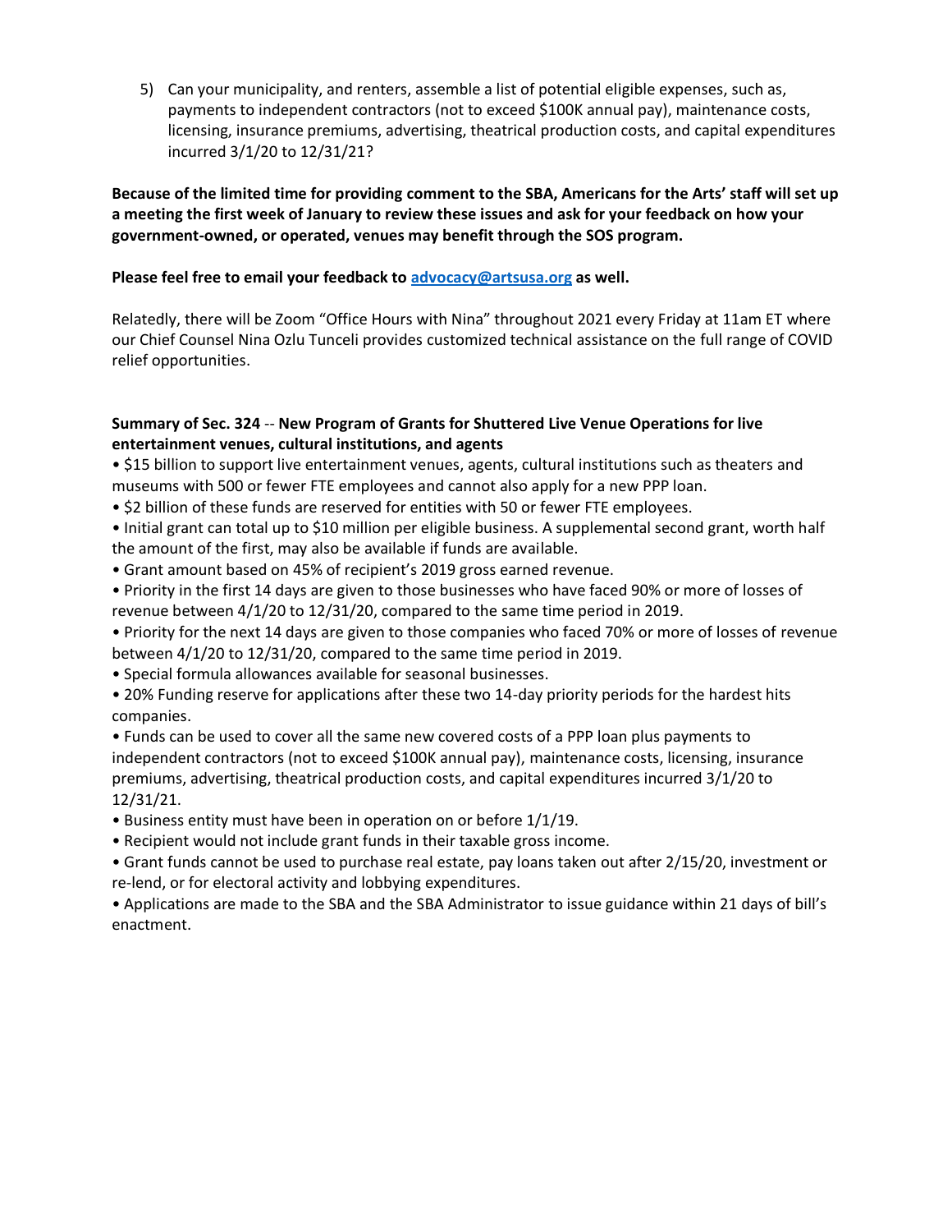5) Can your municipality, and renters, assemble a list of potential eligible expenses, such as, payments to independent contractors (not to exceed $100K annual pay), maintenance costs, licensing, insurance premiums, advertising, theatrical production costs, and capital expenditures incurred 3/1/20 to 12/31/21?

**Because of the limited time for providing comment to the SBA, Americans for the Arts' staff will set up a meeting the first week of January to review these issues and ask for your feedback on how your government-owned, or operated, venues may benefit through the SOS program.**

**Please feel free to email your feedback to [advocacy@artsusa.org](mailto:advocacy@artsusa.org) as well.**

Relatedly, there will be Zoom "Office Hours with Nina" throughout 2021 every Friday at 11am ET where our Chief Counsel Nina Ozlu Tunceli provides customized technical assistance on the full range of COVID relief opportunities.

**Summary of Sec. 324 -- New Program of Grants for Shuttered Live Venue Operations for live entertainment venues, cultural institutions, and agents**

- $15 billion to support live entertainment venues, agents, cultural institutions such as theaters and museums with 500 or fewer FTE employees and cannot also apply for a new PPP loan.
- $2 billion of these funds are reserved for entities with 50 or fewer FTE employees.
- Initial grant can total up to $10 million per eligible business. A supplemental second grant, worth half the amount of the first, may also be available if funds are available.
- Grant amount based on 45% of recipient's 2019 gross earned revenue.
- Priority in the first 14 days are given to those businesses who have faced 90% or more of losses of revenue between 4/1/20 to 12/31/20, compared to the same time period in 2019.
- Priority for the next 14 days are given to those companies who faced 70% or more of losses of revenue between 4/1/20 to 12/31/20, compared to the same time period in 2019.
- Special formula allowances available for seasonal businesses.
- 20% Funding reserve for applications after these two 14-day priority periods for the hardest hits companies.
- Funds can be used to cover all the same new covered costs of a PPP loan plus payments to independent contractors (not to exceed $100K annual pay), maintenance costs, licensing, insurance premiums, advertising, theatrical production costs, and capital expenditures incurred 3/1/20 to 12/31/21.
- Business entity must have been in operation on or before 1/1/19.
- Recipient would not include grant funds in their taxable gross income.
- Grant funds cannot be used to purchase real estate, pay loans taken out after 2/15/20, investment or re-lend, or for electoral activity and lobbying expenditures.
- Applications are made to the SBA and the SBA Administrator to issue guidance within 21 days of bill's enactment.